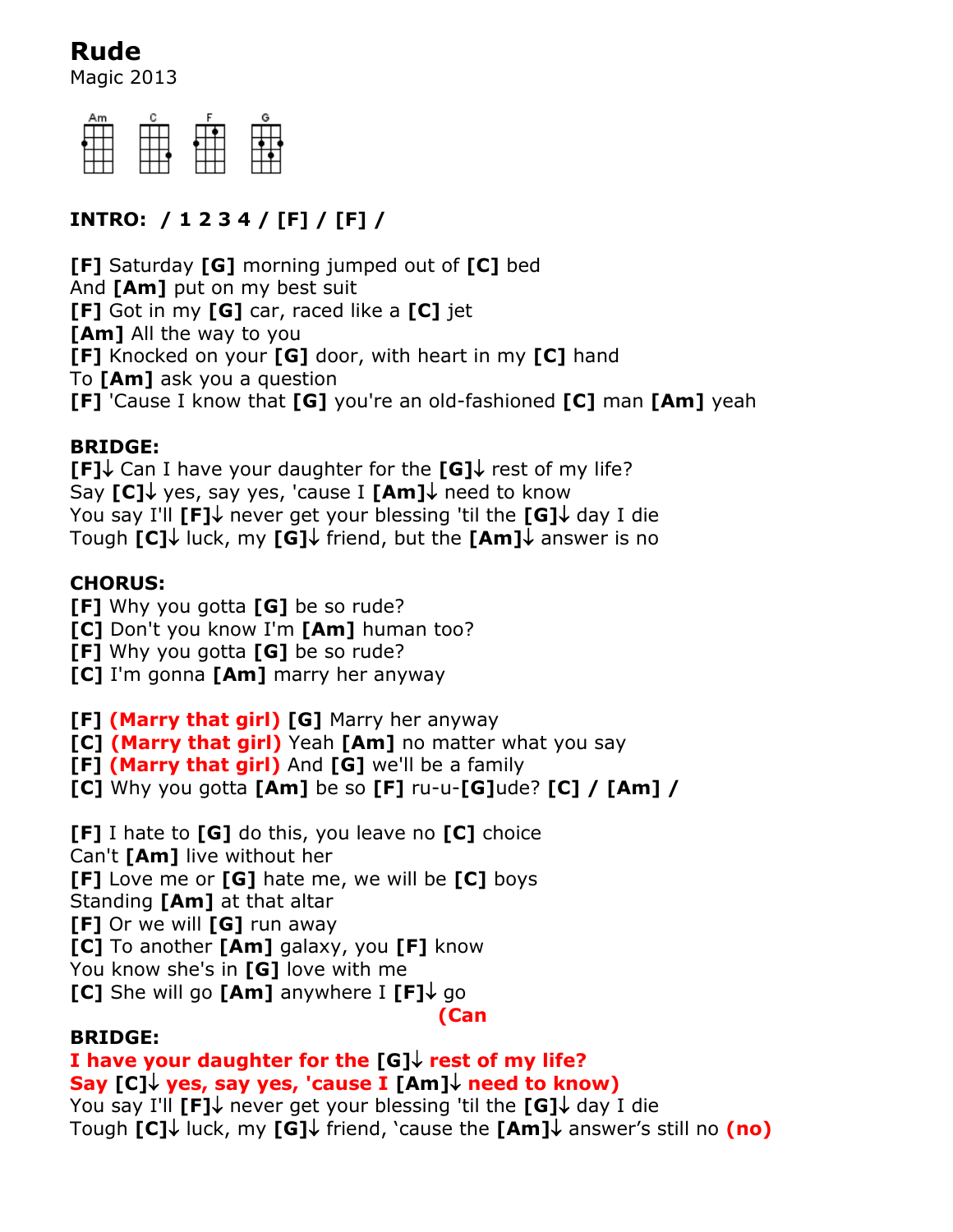# Rude

Magic 2013

Am C F G

**INTRO: / 1 2 3 4 / [F] / [F] /**

**[F]** Saturday **[G]** morning jumped out of **[C]** bed
And **[Am]** put on my best suit
**[F]** Got in my **[G]** car, raced like a **[C]** jet
**[Am]** All the way to you
**[F]** Knocked on your **[G]** door, with heart in my **[C]** hand
To **[Am]** ask you a question
**[F]** 'Cause I know that **[G]** you're an old-fashioned **[C]** man **[Am]** yeah

**BRIDGE:**
**[F]↓** Can I have your daughter for the **[G]↓** rest of my life?
Say **[C]↓** yes, say yes, 'cause I **[Am]↓** need to know
You say I'll **[F]↓** never get your blessing 'til the **[G]↓** day I die
Tough **[C]↓** luck, my **[G]↓** friend, but the **[Am]↓** answer is no

**CHORUS:**
**[F]** Why you gotta **[G]** be so rude?
**[C]** Don't you know I'm **[Am]** human too?
**[F]** Why you gotta **[G]** be so rude?
**[C]** I'm gonna **[Am]** marry her anyway

**[F]** **(Marry that girl)** **[G]** Marry her anyway
**[C]** **(Marry that girl)** Yeah **[Am]** no matter what you say
**[F]** **(Marry that girl)** And **[G]** we'll be a family
**[C]** Why you gotta **[Am]** be so **[F]** ru-u-**[G]**ude? **[C]** / **[Am]** /

**[F]** I hate to **[G]** do this, you leave no **[C]** choice
Can't **[Am]** live without her
**[F]** Love me or **[G]** hate me, we will be **[C]** boys
Standing **[Am]** at that altar
**[F]** Or we will **[G]** run away
**[C]** To another **[Am]** galaxy, you **[F]** know
You know she's in **[G]** love with me
**[C]** She will go **[Am]** anywhere I **[F]↓** go
**(Can**

**BRIDGE:**
**I have your daughter for the [G]↓ rest of my life?**
**Say [C]↓ yes, say yes, 'cause I [Am]↓ need to know)**
You say I'll **[F]↓** never get your blessing 'til the **[G]↓** day I die
Tough **[C]↓** luck, my **[G]↓** friend, 'cause the **[Am]↓** answer's still no **(no)**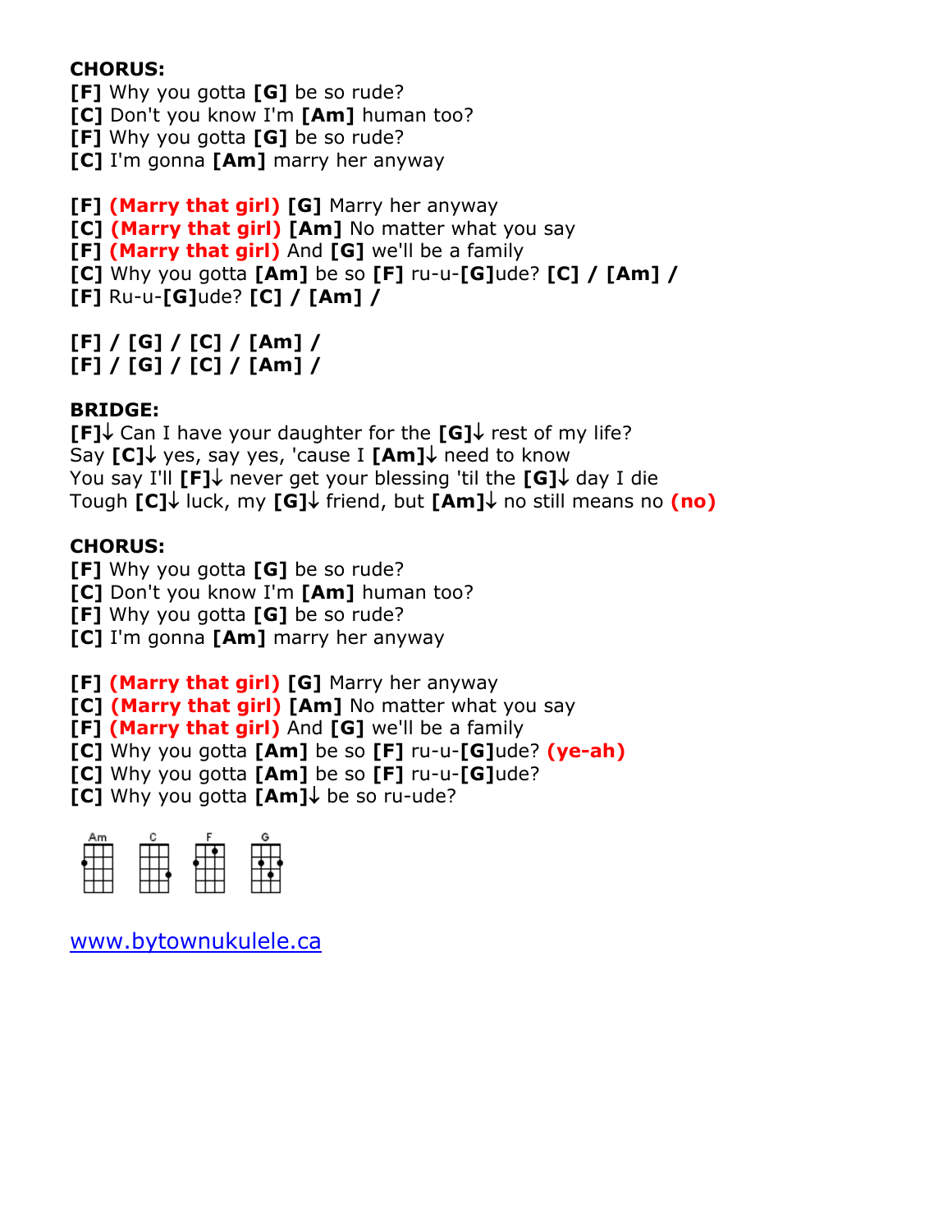**CHORUS:**
**[F]** Why you gotta **[G]** be so rude?
**[C]** Don't you know I'm **[Am]** human too?
**[F]** Why you gotta **[G]** be so rude?
**[C]** I'm gonna **[Am]** marry her anyway

**[F]** **(Marry that girl)** **[G]** Marry her anyway
**[C]** **(Marry that girl)** **[Am]** No matter what you say
**[F]** **(Marry that girl)** And **[G]** we'll be a family
**[C]** Why you gotta **[Am]** be so **[F]** ru-u-**[G]**ude? **[C] / [Am] /**
**[F]** Ru-u-**[G]**ude? **[C] / [Am] /**

**[F] / [G] / [C] / [Am] /**
**[F] / [G] / [C] / [Am] /**

**BRIDGE:**
**[F]↓** Can I have your daughter for the **[G]↓** rest of my life?
Say **[C]↓** yes, say yes, 'cause I **[Am]↓** need to know
You say I'll **[F]↓** never get your blessing 'til the **[G]↓** day I die
Tough **[C]↓** luck, my **[G]↓** friend, but **[Am]↓** no still means no **(no)**

**CHORUS:**
**[F]** Why you gotta **[G]** be so rude?
**[C]** Don't you know I'm **[Am]** human too?
**[F]** Why you gotta **[G]** be so rude?
**[C]** I'm gonna **[Am]** marry her anyway

**[F]** **(Marry that girl)** **[G]** Marry her anyway
**[C]** **(Marry that girl)** **[Am]** No matter what you say
**[F]** **(Marry that girl)** And **[G]** we'll be a family
**[C]** Why you gotta **[Am]** be so **[F]** ru-u-**[G]**ude? **(ye-ah)**
**[C]** Why you gotta **[Am]** be so **[F]** ru-u-**[G]**ude?
**[C]** Why you gotta **[Am]↓** be so ru-ude?

Am C F G

www.bytownukulele.ca